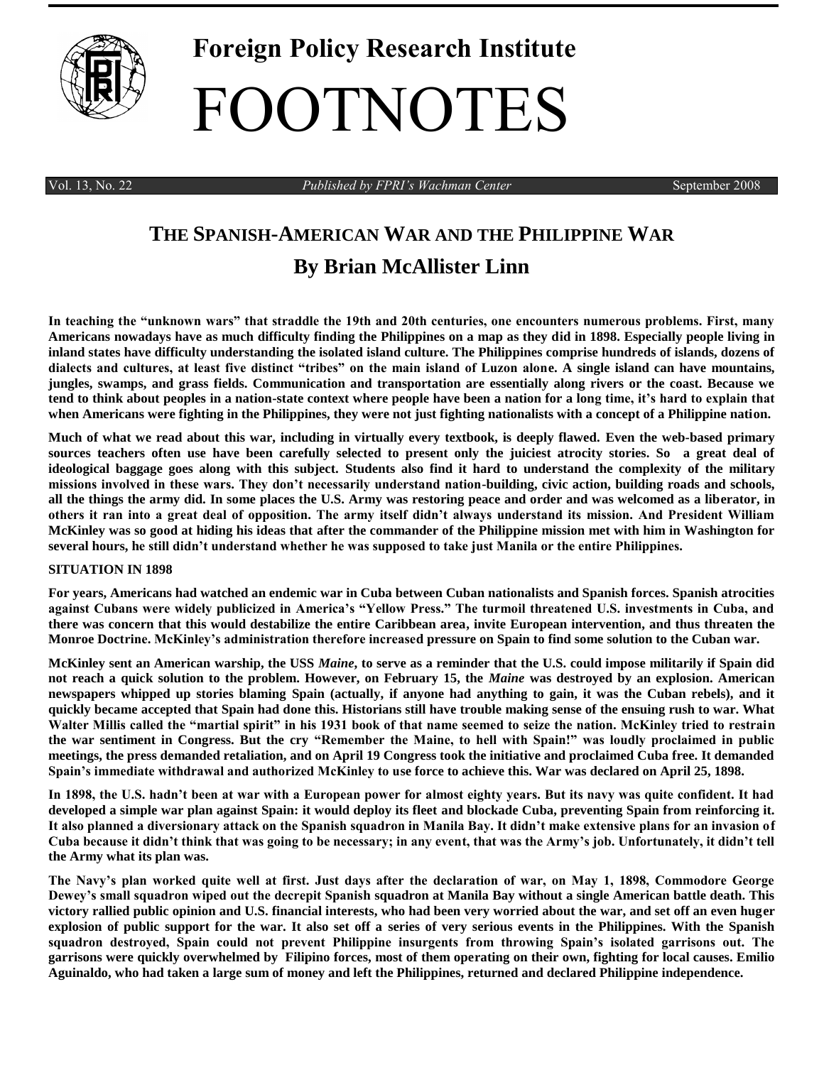# Foreign Policy Research Institute

# FOOTNOTES

Vol. 13, No. 22 — *Published by FPRI's Wachman Center* — September 2008

## THE SPANISH-AMERICAN WAR AND THE PHILIPPINE WAR

### By Brian McAllister Linn

**In teaching the "unknown wars" that straddle the 19th and 20th centuries, one encounters numerous problems. First, many Americans nowadays have as much difficulty finding the Philippines on a map as they did in 1898. Especially people living in inland states have difficulty understanding the isolated island culture. The Philippines comprise hundreds of islands, dozens of dialects and cultures, at least five distinct "tribes" on the main island of Luzon alone. A single island can have mountains, jungles, swamps, and grass fields. Communication and transportation are essentially along rivers or the coast. Because we tend to think about peoples in a nation-state context where people have been a nation for a long time, it's hard to explain that when Americans were fighting in the Philippines, they were not just fighting nationalists with a concept of a Philippine nation.**

**Much of what we read about this war, including in virtually every textbook, is deeply flawed. Even the web-based primary sources teachers often use have been carefully selected to present only the juiciest atrocity stories. So a great deal of ideological baggage goes along with this subject. Students also find it hard to understand the complexity of the military missions involved in these wars. They don't necessarily understand nation-building, civic action, building roads and schools, all the things the army did. In some places the U.S. Army was restoring peace and order and was welcomed as a liberator, in others it ran into a great deal of opposition. The army itself didn't always understand its mission. And President William McKinley was so good at hiding his ideas that after the commander of the Philippine mission met with him in Washington for several hours, he still didn't understand whether he was supposed to take just Manila or the entire Philippines.**

#### SITUATION IN 1898

**For years, Americans had watched an endemic war in Cuba between Cuban nationalists and Spanish forces. Spanish atrocities against Cubans were widely publicized in America's "Yellow Press." The turmoil threatened U.S. investments in Cuba, and there was concern that this would destabilize the entire Caribbean area, invite European intervention, and thus threaten the Monroe Doctrine. McKinley's administration therefore increased pressure on Spain to find some solution to the Cuban war.**

**McKinley sent an American warship, the USS *Maine*, to serve as a reminder that the U.S. could impose militarily if Spain did not reach a quick solution to the problem. However, on February 15, the *Maine* was destroyed by an explosion. American newspapers whipped up stories blaming Spain (actually, if anyone had anything to gain, it was the Cuban rebels), and it quickly became accepted that Spain had done this. Historians still have trouble making sense of the ensuing rush to war. What Walter Millis called the "martial spirit" in his 1931 book of that name seemed to seize the nation. McKinley tried to restrain the war sentiment in Congress. But the cry "Remember the Maine, to hell with Spain!" was loudly proclaimed in public meetings, the press demanded retaliation, and on April 19 Congress took the initiative and proclaimed Cuba free. It demanded Spain's immediate withdrawal and authorized McKinley to use force to achieve this. War was declared on April 25, 1898.**

**In 1898, the U.S. hadn't been at war with a European power for almost eighty years. But its navy was quite confident. It had developed a simple war plan against Spain: it would deploy its fleet and blockade Cuba, preventing Spain from reinforcing it. It also planned a diversionary attack on the Spanish squadron in Manila Bay. It didn't make extensive plans for an invasion of Cuba because it didn't think that was going to be necessary; in any event, that was the Army's job. Unfortunately, it didn't tell the Army what its plan was.**

**The Navy's plan worked quite well at first. Just days after the declaration of war, on May 1, 1898, Commodore George Dewey's small squadron wiped out the decrepit Spanish squadron at Manila Bay without a single American battle death. This victory rallied public opinion and U.S. financial interests, who had been very worried about the war, and set off an even huger explosion of public support for the war. It also set off a series of very serious events in the Philippines. With the Spanish squadron destroyed, Spain could not prevent Philippine insurgents from throwing Spain's isolated garrisons out. The garrisons were quickly overwhelmed by Filipino forces, most of them operating on their own, fighting for local causes. Emilio Aguinaldo, who had taken a large sum of money and left the Philippines, returned and declared Philippine independence.**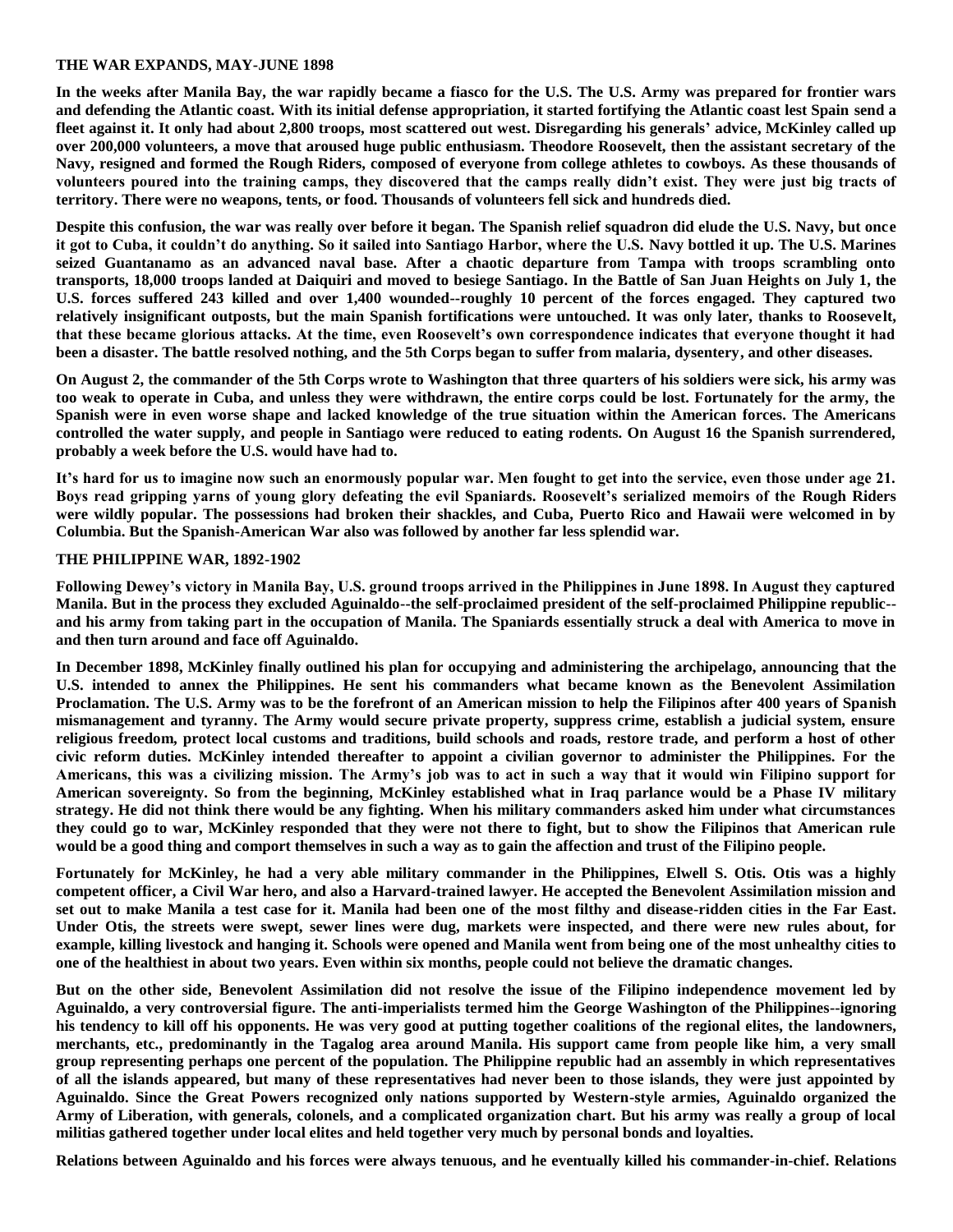## THE WAR EXPANDS, MAY-JUNE 1898

In the weeks after Manila Bay, the war rapidly became a fiasco for the U.S. The U.S. Army was prepared for frontier wars and defending the Atlantic coast. With its initial defense appropriation, it started fortifying the Atlantic coast lest Spain send a fleet against it. It only had about 2,800 troops, most scattered out west. Disregarding his generals' advice, McKinley called up over 200,000 volunteers, a move that aroused huge public enthusiasm. Theodore Roosevelt, then the assistant secretary of the Navy, resigned and formed the Rough Riders, composed of everyone from college athletes to cowboys. As these thousands of volunteers poured into the training camps, they discovered that the camps really didn't exist. They were just big tracts of territory. There were no weapons, tents, or food. Thousands of volunteers fell sick and hundreds died.

Despite this confusion, the war was really over before it began. The Spanish relief squadron did elude the U.S. Navy, but once it got to Cuba, it couldn't do anything. So it sailed into Santiago Harbor, where the U.S. Navy bottled it up. The U.S. Marines seized Guantanamo as an advanced naval base. After a chaotic departure from Tampa with troops scrambling onto transports, 18,000 troops landed at Daiquiri and moved to besiege Santiago. In the Battle of San Juan Heights on July 1, the U.S. forces suffered 243 killed and over 1,400 wounded--roughly 10 percent of the forces engaged. They captured two relatively insignificant outposts, but the main Spanish fortifications were untouched. It was only later, thanks to Roosevelt, that these became glorious attacks. At the time, even Roosevelt's own correspondence indicates that everyone thought it had been a disaster. The battle resolved nothing, and the 5th Corps began to suffer from malaria, dysentery, and other diseases.

On August 2, the commander of the 5th Corps wrote to Washington that three quarters of his soldiers were sick, his army was too weak to operate in Cuba, and unless they were withdrawn, the entire corps could be lost. Fortunately for the army, the Spanish were in even worse shape and lacked knowledge of the true situation within the American forces. The Americans controlled the water supply, and people in Santiago were reduced to eating rodents. On August 16 the Spanish surrendered, probably a week before the U.S. would have had to.

It's hard for us to imagine now such an enormously popular war. Men fought to get into the service, even those under age 21. Boys read gripping yarns of young glory defeating the evil Spaniards. Roosevelt's serialized memoirs of the Rough Riders were wildly popular. The possessions had broken their shackles, and Cuba, Puerto Rico and Hawaii were welcomed in by Columbia. But the Spanish-American War also was followed by another far less splendid war.

## THE PHILIPPINE WAR, 1892-1902

Following Dewey's victory in Manila Bay, U.S. ground troops arrived in the Philippines in June 1898. In August they captured Manila. But in the process they excluded Aguinaldo--the self-proclaimed president of the self-proclaimed Philippine republic--and his army from taking part in the occupation of Manila. The Spaniards essentially struck a deal with America to move in and then turn around and face off Aguinaldo.

In December 1898, McKinley finally outlined his plan for occupying and administering the archipelago, announcing that the U.S. intended to annex the Philippines. He sent his commanders what became known as the Benevolent Assimilation Proclamation. The U.S. Army was to be the forefront of an American mission to help the Filipinos after 400 years of Spanish mismanagement and tyranny. The Army would secure private property, suppress crime, establish a judicial system, ensure religious freedom, protect local customs and traditions, build schools and roads, restore trade, and perform a host of other civic reform duties. McKinley intended thereafter to appoint a civilian governor to administer the Philippines. For the Americans, this was a civilizing mission. The Army's job was to act in such a way that it would win Filipino support for American sovereignty. So from the beginning, McKinley established what in Iraq parlance would be a Phase IV military strategy. He did not think there would be any fighting. When his military commanders asked him under what circumstances they could go to war, McKinley responded that they were not there to fight, but to show the Filipinos that American rule would be a good thing and comport themselves in such a way as to gain the affection and trust of the Filipino people.

Fortunately for McKinley, he had a very able military commander in the Philippines, Elwell S. Otis. Otis was a highly competent officer, a Civil War hero, and also a Harvard-trained lawyer. He accepted the Benevolent Assimilation mission and set out to make Manila a test case for it. Manila had been one of the most filthy and disease-ridden cities in the Far East. Under Otis, the streets were swept, sewer lines were dug, markets were inspected, and there were new rules about, for example, killing livestock and hanging it. Schools were opened and Manila went from being one of the most unhealthy cities to one of the healthiest in about two years. Even within six months, people could not believe the dramatic changes.

But on the other side, Benevolent Assimilation did not resolve the issue of the Filipino independence movement led by Aguinaldo, a very controversial figure. The anti-imperialists termed him the George Washington of the Philippines--ignoring his tendency to kill off his opponents. He was very good at putting together coalitions of the regional elites, the landowners, merchants, etc., predominantly in the Tagalog area around Manila. His support came from people like him, a very small group representing perhaps one percent of the population. The Philippine republic had an assembly in which representatives of all the islands appeared, but many of these representatives had never been to those islands, they were just appointed by Aguinaldo. Since the Great Powers recognized only nations supported by Western-style armies, Aguinaldo organized the Army of Liberation, with generals, colonels, and a complicated organization chart. But his army was really a group of local militias gathered together under local elites and held together very much by personal bonds and loyalties.

Relations between Aguinaldo and his forces were always tenuous, and he eventually killed his commander-in-chief. Relations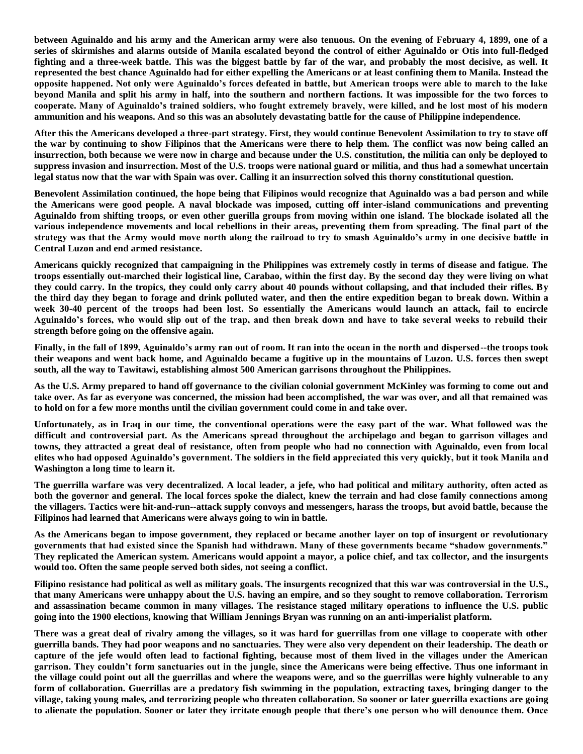between Aguinaldo and his army and the American army were also tenuous. On the evening of February 4, 1899, one of a series of skirmishes and alarms outside of Manila escalated beyond the control of either Aguinaldo or Otis into full-fledged fighting and a three-week battle. This was the biggest battle by far of the war, and probably the most decisive, as well. It represented the best chance Aguinaldo had for either expelling the Americans or at least confining them to Manila. Instead the opposite happened. Not only were Aguinaldo's forces defeated in battle, but American troops were able to march to the lake beyond Manila and split his army in half, into the southern and northern factions. It was impossible for the two forces to cooperate. Many of Aguinaldo's trained soldiers, who fought extremely bravely, were killed, and he lost most of his modern ammunition and his weapons. And so this was an absolutely devastating battle for the cause of Philippine independence.

After this the Americans developed a three-part strategy. First, they would continue Benevolent Assimilation to try to stave off the war by continuing to show Filipinos that the Americans were there to help them. The conflict was now being called an insurrection, both because we were now in charge and because under the U.S. constitution, the militia can only be deployed to suppress invasion and insurrection. Most of the U.S. troops were national guard or militia, and thus had a somewhat uncertain legal status now that the war with Spain was over. Calling it an insurrection solved this thorny constitutional question.

Benevolent Assimilation continued, the hope being that Filipinos would recognize that Aguinaldo was a bad person and while the Americans were good people. A naval blockade was imposed, cutting off inter-island communications and preventing Aguinaldo from shifting troops, or even other guerilla groups from moving within one island. The blockade isolated all the various independence movements and local rebellions in their areas, preventing them from spreading. The final part of the strategy was that the Army would move north along the railroad to try to smash Aguinaldo's army in one decisive battle in Central Luzon and end armed resistance.

Americans quickly recognized that campaigning in the Philippines was extremely costly in terms of disease and fatigue. The troops essentially out-marched their logistical line, Carabao, within the first day. By the second day they were living on what they could carry. In the tropics, they could only carry about 40 pounds without collapsing, and that included their rifles. By the third day they began to forage and drink polluted water, and then the entire expedition began to break down. Within a week 30-40 percent of the troops had been lost. So essentially the Americans would launch an attack, fail to encircle Aguinaldo's forces, who would slip out of the trap, and then break down and have to take several weeks to rebuild their strength before going on the offensive again.

Finally, in the fall of 1899, Aguinaldo's army ran out of room. It ran into the ocean in the north and dispersed--the troops took their weapons and went back home, and Aguinaldo became a fugitive up in the mountains of Luzon. U.S. forces then swept south, all the way to Tawitawi, establishing almost 500 American garrisons throughout the Philippines.

As the U.S. Army prepared to hand off governance to the civilian colonial government McKinley was forming to come out and take over. As far as everyone was concerned, the mission had been accomplished, the war was over, and all that remained was to hold on for a few more months until the civilian government could come in and take over.

Unfortunately, as in Iraq in our time, the conventional operations were the easy part of the war. What followed was the difficult and controversial part. As the Americans spread throughout the archipelago and began to garrison villages and towns, they attracted a great deal of resistance, often from people who had no connection with Aguinaldo, even from local elites who had opposed Aguinaldo's government. The soldiers in the field appreciated this very quickly, but it took Manila and Washington a long time to learn it.

The guerrilla warfare was very decentralized. A local leader, a jefe, who had political and military authority, often acted as both the governor and general. The local forces spoke the dialect, knew the terrain and had close family connections among the villagers. Tactics were hit-and-run--attack supply convoys and messengers, harass the troops, but avoid battle, because the Filipinos had learned that Americans were always going to win in battle.

As the Americans began to impose government, they replaced or became another layer on top of insurgent or revolutionary governments that had existed since the Spanish had withdrawn. Many of these governments became "shadow governments." They replicated the American system. Americans would appoint a mayor, a police chief, and tax collector, and the insurgents would too. Often the same people served both sides, not seeing a conflict.

Filipino resistance had political as well as military goals. The insurgents recognized that this war was controversial in the U.S., that many Americans were unhappy about the U.S. having an empire, and so they sought to remove collaboration. Terrorism and assassination became common in many villages. The resistance staged military operations to influence the U.S. public going into the 1900 elections, knowing that William Jennings Bryan was running on an anti-imperialist platform.

There was a great deal of rivalry among the villages, so it was hard for guerrillas from one village to cooperate with other guerrilla bands. They had poor weapons and no sanctuaries. They were also very dependent on their leadership. The death or capture of the jefe would often lead to factional fighting, because most of them lived in the villages under the American garrison. They couldn't form sanctuaries out in the jungle, since the Americans were being effective. Thus one informant in the village could point out all the guerrillas and where the weapons were, and so the guerrillas were highly vulnerable to any form of collaboration. Guerrillas are a predatory fish swimming in the population, extracting taxes, bringing danger to the village, taking young males, and terrorizing people who threaten collaboration. So sooner or later guerrilla exactions are going to alienate the population. Sooner or later they irritate enough people that there's one person who will denounce them. Once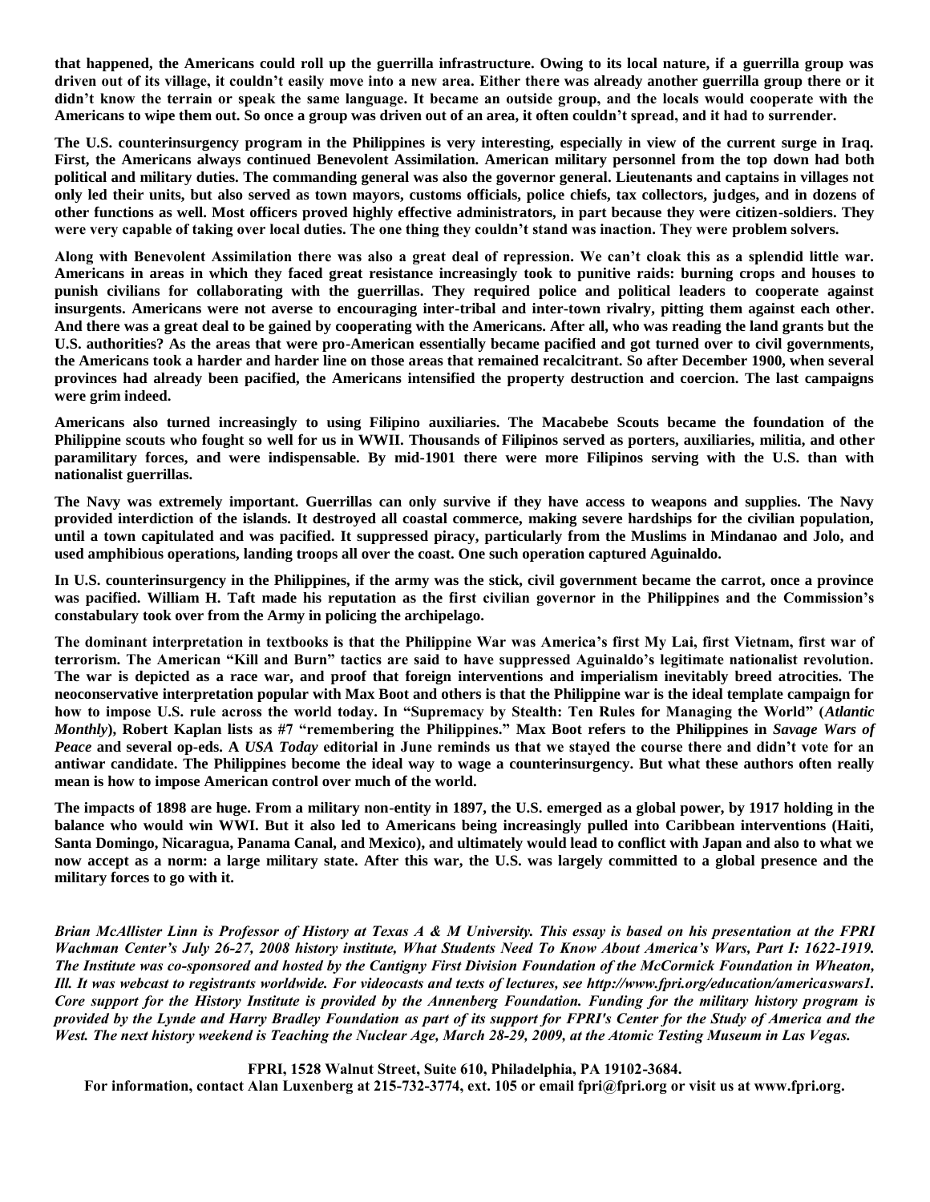**that happened, the Americans could roll up the guerrilla infrastructure. Owing to its local nature, if a guerrilla group was driven out of its village, it couldn't easily move into a new area. Either there was already another guerrilla group there or it didn't know the terrain or speak the same language. It became an outside group, and the locals would cooperate with the Americans to wipe them out. So once a group was driven out of an area, it often couldn't spread, and it had to surrender.**

**The U.S. counterinsurgency program in the Philippines is very interesting, especially in view of the current surge in Iraq. First, the Americans always continued Benevolent Assimilation. American military personnel from the top down had both political and military duties. The commanding general was also the governor general. Lieutenants and captains in villages not only led their units, but also served as town mayors, customs officials, police chiefs, tax collectors, judges, and in dozens of other functions as well. Most officers proved highly effective administrators, in part because they were citizen-soldiers. They were very capable of taking over local duties. The one thing they couldn't stand was inaction. They were problem solvers.**

**Along with Benevolent Assimilation there was also a great deal of repression. We can't cloak this as a splendid little war. Americans in areas in which they faced great resistance increasingly took to punitive raids: burning crops and houses to punish civilians for collaborating with the guerrillas. They required police and political leaders to cooperate against insurgents. Americans were not averse to encouraging inter-tribal and inter-town rivalry, pitting them against each other. And there was a great deal to be gained by cooperating with the Americans. After all, who was reading the land grants but the U.S. authorities? As the areas that were pro-American essentially became pacified and got turned over to civil governments, the Americans took a harder and harder line on those areas that remained recalcitrant. So after December 1900, when several provinces had already been pacified, the Americans intensified the property destruction and coercion. The last campaigns were grim indeed.**

**Americans also turned increasingly to using Filipino auxiliaries. The Macabebe Scouts became the foundation of the Philippine scouts who fought so well for us in WWII. Thousands of Filipinos served as porters, auxiliaries, militia, and other paramilitary forces, and were indispensable. By mid-1901 there were more Filipinos serving with the U.S. than with nationalist guerrillas.**

**The Navy was extremely important. Guerrillas can only survive if they have access to weapons and supplies. The Navy provided interdiction of the islands. It destroyed all coastal commerce, making severe hardships for the civilian population, until a town capitulated and was pacified. It suppressed piracy, particularly from the Muslims in Mindanao and Jolo, and used amphibious operations, landing troops all over the coast. One such operation captured Aguinaldo.**

**In U.S. counterinsurgency in the Philippines, if the army was the stick, civil government became the carrot, once a province was pacified. William H. Taft made his reputation as the first civilian governor in the Philippines and the Commission's constabulary took over from the Army in policing the archipelago.**

**The dominant interpretation in textbooks is that the Philippine War was America's first My Lai, first Vietnam, first war of terrorism. The American "Kill and Burn" tactics are said to have suppressed Aguinaldo's legitimate nationalist revolution. The war is depicted as a race war, and proof that foreign interventions and imperialism inevitably breed atrocities. The neoconservative interpretation popular with Max Boot and others is that the Philippine war is the ideal template campaign for how to impose U.S. rule across the world today. In "Supremacy by Stealth: Ten Rules for Managing the World" (*Atlantic Monthly*), Robert Kaplan lists as #7 "remembering the Philippines." Max Boot refers to the Philippines in *Savage Wars of Peace* and several op-eds. A *USA Today* editorial in June reminds us that we stayed the course there and didn't vote for an antiwar candidate. The Philippines become the ideal way to wage a counterinsurgency. But what these authors often really mean is how to impose American control over much of the world.**

**The impacts of 1898 are huge. From a military non-entity in 1897, the U.S. emerged as a global power, by 1917 holding in the balance who would win WWI. But it also led to Americans being increasingly pulled into Caribbean interventions (Haiti, Santa Domingo, Nicaragua, Panama Canal, and Mexico), and ultimately would lead to conflict with Japan and also to what we now accept as a norm: a large military state. After this war, the U.S. was largely committed to a global presence and the military forces to go with it.**

***Brian McAllister Linn is Professor of History at Texas A & M University. This essay is based on his presentation at the FPRI Wachman Center's July 26-27, 2008 history institute, What Students Need To Know About America's Wars, Part I: 1622-1919. The Institute was co-sponsored and hosted by the Cantigny First Division Foundation of the McCormick Foundation in Wheaton, Ill. It was webcast to registrants worldwide. For videocasts and texts of lectures, see http://www.fpri.org/education/americaswars1. Core support for the History Institute is provided by the Annenberg Foundation. Funding for the military history program is provided by the Lynde and Harry Bradley Foundation as part of its support for FPRI's Center for the Study of America and the West. The next history weekend is Teaching the Nuclear Age, March 28-29, 2009, at the Atomic Testing Museum in Las Vegas.***

**FPRI, 1528 Walnut Street, Suite 610, Philadelphia, PA 19102-3684.**
**For information, contact Alan Luxenberg at 215-732-3774, ext. 105 or email fpri@fpri.org or visit us at www.fpri.org.**